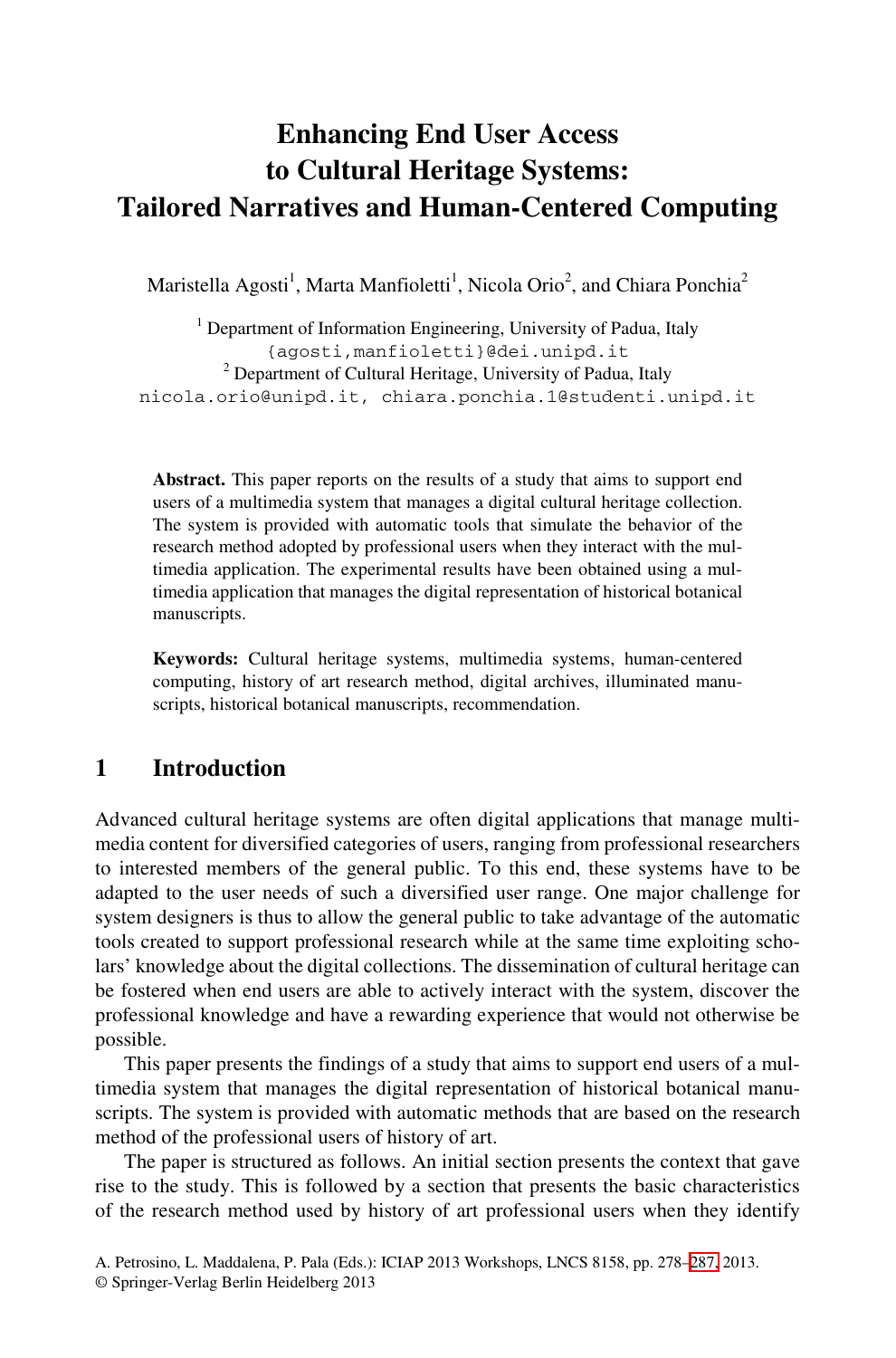# Enhancing End User Access to Cultural Heritage Systems: Tailored Narratives and Human-Centered Computing

Maristella Agosti[1], Marta Manfioletti[1], Nicola Orio[2], and Chiara Ponchia[2]

[1] Department of Information Engineering, University of Padua, Italy
{agosti,manfioletti}@dei.unipd.it
[2] Department of Cultural Heritage, University of Padua, Italy
nicola.orio@unipd.it, chiara.ponchia.1@studenti.unipd.it

**Abstract.** This paper reports on the results of a study that aims to support end users of a multimedia system that manages a digital cultural heritage collection. The system is provided with automatic tools that simulate the behavior of the research method adopted by professional users when they interact with the multimedia application. The experimental results have been obtained using a multimedia application that manages the digital representation of historical botanical manuscripts.

**Keywords:** Cultural heritage systems, multimedia systems, human-centered computing, history of art research method, digital archives, illuminated manuscripts, historical botanical manuscripts, recommendation.

## 1 Introduction

Advanced cultural heritage systems are often digital applications that manage multimedia content for diversified categories of users, ranging from professional researchers to interested members of the general public. To this end, these systems have to be adapted to the user needs of such a diversified user range. One major challenge for system designers is thus to allow the general public to take advantage of the automatic tools created to support professional research while at the same time exploiting scholars' knowledge about the digital collections. The dissemination of cultural heritage can be fostered when end users are able to actively interact with the system, discover the professional knowledge and have a rewarding experience that would not otherwise be possible.

This paper presents the findings of a study that aims to support end users of a multimedia system that manages the digital representation of historical botanical manuscripts. The system is provided with automatic methods that are based on the research method of the professional users of history of art.

The paper is structured as follows. An initial section presents the context that gave rise to the study. This is followed by a section that presents the basic characteristics of the research method used by history of art professional users when they identify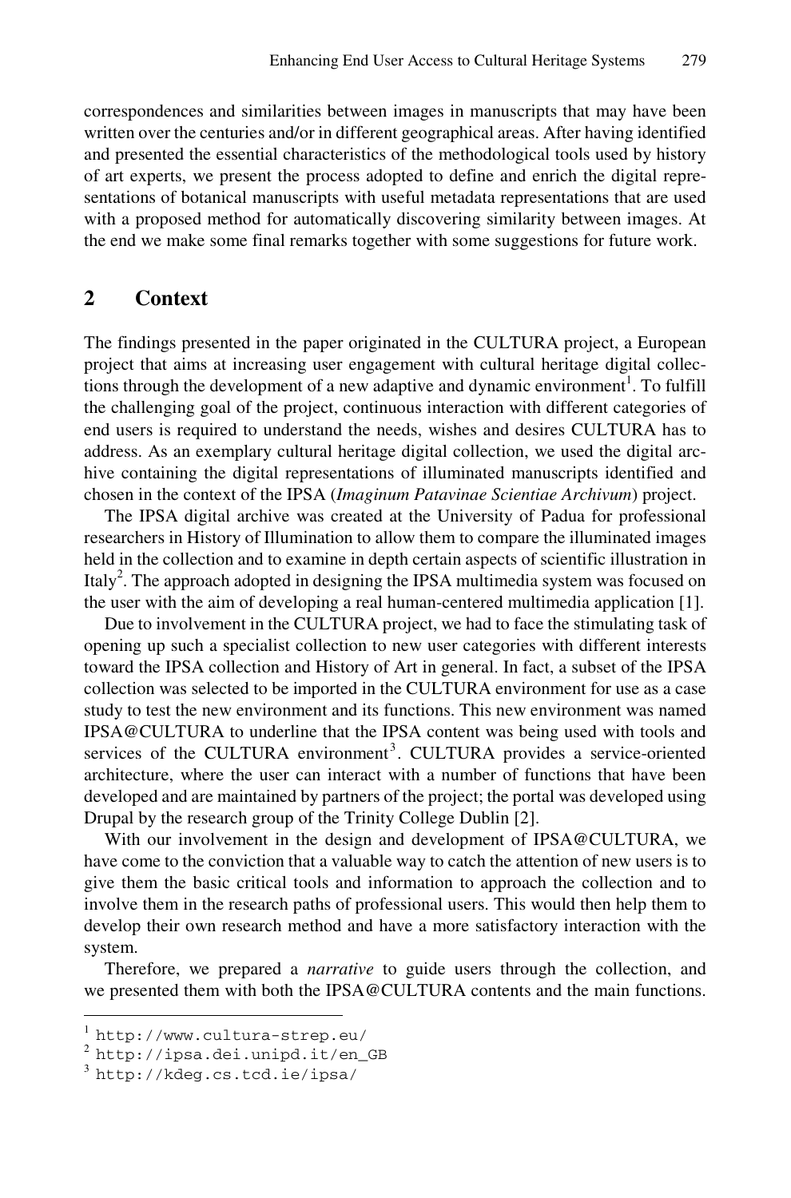correspondences and similarities between images in manuscripts that may have been written over the centuries and/or in different geographical areas. After having identified and presented the essential characteristics of the methodological tools used by history of art experts, we present the process adopted to define and enrich the digital representations of botanical manuscripts with useful metadata representations that are used with a proposed method for automatically discovering similarity between images. At the end we make some final remarks together with some suggestions for future work.

## 2 Context

The findings presented in the paper originated in the CULTURA project, a European project that aims at increasing user engagement with cultural heritage digital collections through the development of a new adaptive and dynamic environment[1]. To fulfill the challenging goal of the project, continuous interaction with different categories of end users is required to understand the needs, wishes and desires CULTURA has to address. As an exemplary cultural heritage digital collection, we used the digital archive containing the digital representations of illuminated manuscripts identified and chosen in the context of the IPSA (*Imaginum Patavinae Scientiae Archivum*) project.

The IPSA digital archive was created at the University of Padua for professional researchers in History of Illumination to allow them to compare the illuminated images held in the collection and to examine in depth certain aspects of scientific illustration in Italy[2]. The approach adopted in designing the IPSA multimedia system was focused on the user with the aim of developing a real human-centered multimedia application [1].

Due to involvement in the CULTURA project, we had to face the stimulating task of opening up such a specialist collection to new user categories with different interests toward the IPSA collection and History of Art in general. In fact, a subset of the IPSA collection was selected to be imported in the CULTURA environment for use as a case study to test the new environment and its functions. This new environment was named IPSA@CULTURA to underline that the IPSA content was being used with tools and services of the CULTURA environment[3]. CULTURA provides a service-oriented architecture, where the user can interact with a number of functions that have been developed and are maintained by partners of the project; the portal was developed using Drupal by the research group of the Trinity College Dublin [2].

With our involvement in the design and development of IPSA@CULTURA, we have come to the conviction that a valuable way to catch the attention of new users is to give them the basic critical tools and information to approach the collection and to involve them in the research paths of professional users. This would then help them to develop their own research method and have a more satisfactory interaction with the system.

Therefore, we prepared a *narrative* to guide users through the collection, and we presented them with both the IPSA@CULTURA contents and the main functions.

---

[1] http://www.cultura-strep.eu/

[2] http://ipsa.dei.unipd.it/en_GB

[3] http://kdeg.cs.tcd.ie/ipsa/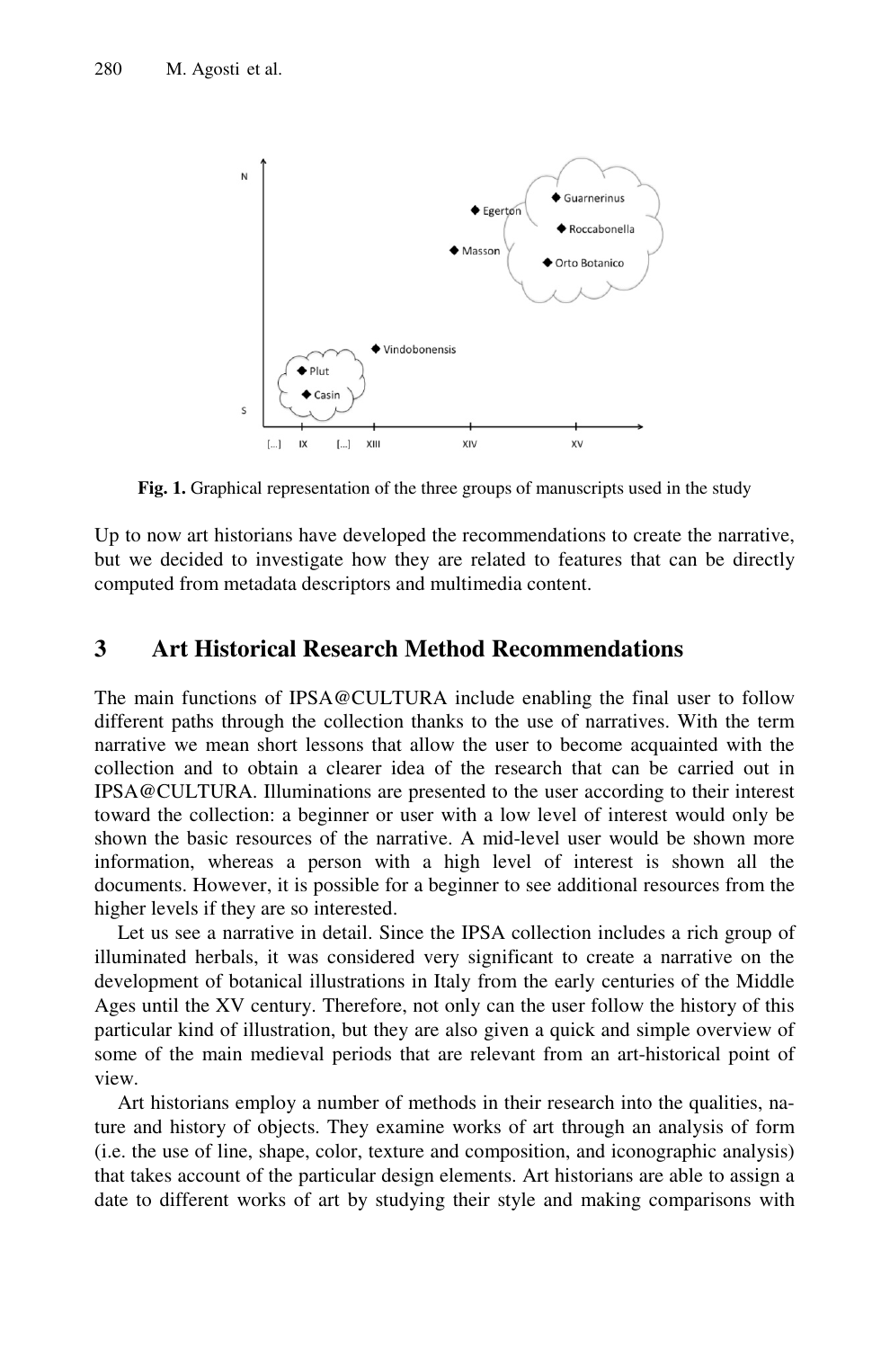N

S

Guarnerinus

Egerton

Roccabonella

Masson

Orto Botanico

Vindobonensis

Plut

Casin

[...] IX [...] XIII XIV XV

**Fig. 1.** Graphical representation of the three groups of manuscripts used in the study

Up to now art historians have developed the recommendations to create the narrative, but we decided to investigate how they are related to features that can be directly computed from metadata descriptors and multimedia content.

## 3 Art Historical Research Method Recommendations

The main functions of IPSA@CULTURA include enabling the final user to follow different paths through the collection thanks to the use of narratives. With the term narrative we mean short lessons that allow the user to become acquainted with the collection and to obtain a clearer idea of the research that can be carried out in IPSA@CULTURA. Illuminations are presented to the user according to their interest toward the collection: a beginner or user with a low level of interest would only be shown the basic resources of the narrative. A mid-level user would be shown more information, whereas a person with a high level of interest is shown all the documents. However, it is possible for a beginner to see additional resources from the higher levels if they are so interested.

Let us see a narrative in detail. Since the IPSA collection includes a rich group of illuminated herbals, it was considered very significant to create a narrative on the development of botanical illustrations in Italy from the early centuries of the Middle Ages until the XV century. Therefore, not only can the user follow the history of this particular kind of illustration, but they are also given a quick and simple overview of some of the main medieval periods that are relevant from an art-historical point of view.

Art historians employ a number of methods in their research into the qualities, nature and history of objects. They examine works of art through an analysis of form (i.e. the use of line, shape, color, texture and composition, and iconographic analysis) that takes account of the particular design elements. Art historians are able to assign a date to different works of art by studying their style and making comparisons with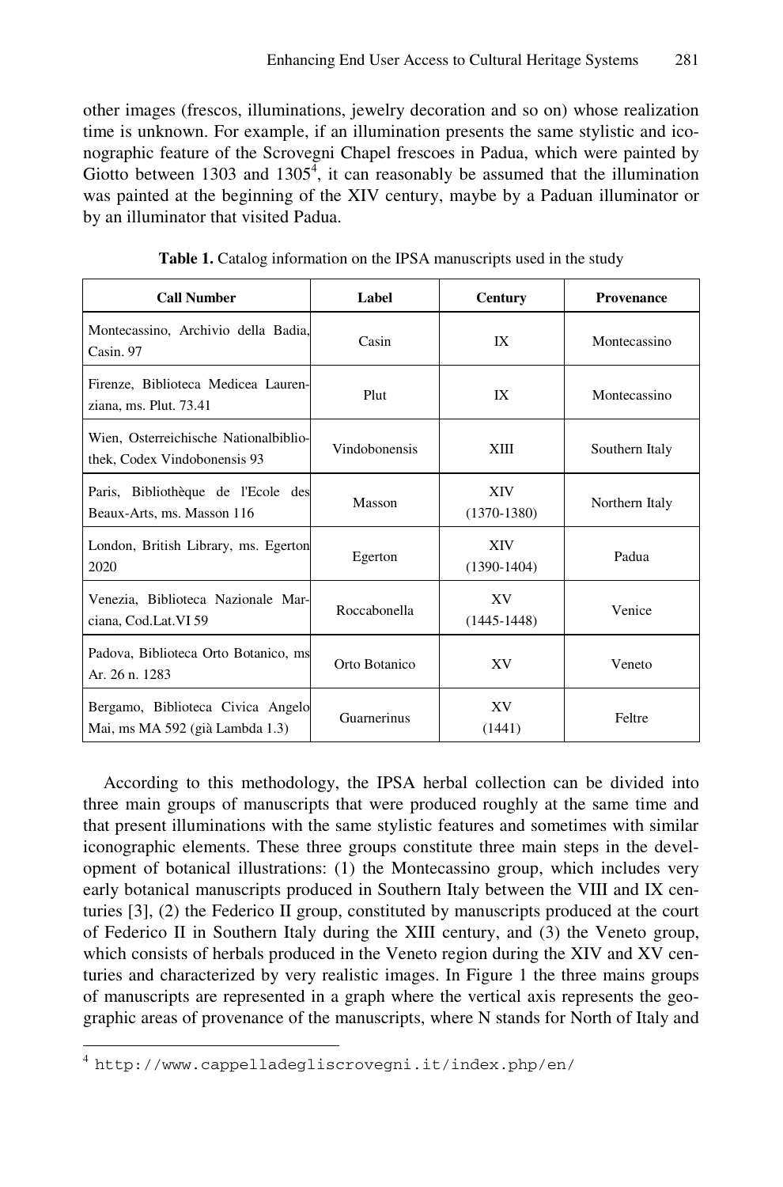other images (frescos, illuminations, jewelry decoration and so on) whose realization time is unknown. For example, if an illumination presents the same stylistic and iconographic feature of the Scrovegni Chapel frescoes in Padua, which were painted by Giotto between 1303 and 1305[4], it can reasonably be assumed that the illumination was painted at the beginning of the XIV century, maybe by a Paduan illuminator or by an illuminator that visited Padua.

**Table 1.** Catalog information on the IPSA manuscripts used in the study

| Call Number | Label | Century | Provenance |
|---|---|---|---|
| Montecassino, Archivio della Badia, Casin. 97 | Casin | IX | Montecassino |
| Firenze, Biblioteca Medicea Laurenziana, ms. Plut. 73.41 | Plut | IX | Montecassino |
| Wien, Osterreichische Nationalbibliothek, Codex Vindobonensis 93 | Vindobonensis | XIII | Southern Italy |
| Paris, Bibliothèque de l'Ecole des Beaux-Arts, ms. Masson 116 | Masson | XIV (1370-1380) | Northern Italy |
| London, British Library, ms. Egerton 2020 | Egerton | XIV (1390-1404) | Padua |
| Venezia, Biblioteca Nazionale Marciana, Cod.Lat.VI 59 | Roccabonella | XV (1445-1448) | Venice |
| Padova, Biblioteca Orto Botanico, ms Ar. 26 n. 1283 | Orto Botanico | XV | Veneto |
| Bergamo, Biblioteca Civica Angelo Mai, ms MA 592 (già Lambda 1.3) | Guarnerinus | XV (1441) | Feltre |

According to this methodology, the IPSA herbal collection can be divided into three main groups of manuscripts that were produced roughly at the same time and that present illuminations with the same stylistic features and sometimes with similar iconographic elements. These three groups constitute three main steps in the development of botanical illustrations: (1) the Montecassino group, which includes very early botanical manuscripts produced in Southern Italy between the VIII and IX centuries [3], (2) the Federico II group, constituted by manuscripts produced at the court of Federico II in Southern Italy during the XIII century, and (3) the Veneto group, which consists of herbals produced in the Veneto region during the XIV and XV centuries and characterized by very realistic images. In Figure 1 the three mains groups of manuscripts are represented in a graph where the vertical axis represents the geographic areas of provenance of the manuscripts, where N stands for North of Italy and

[4] http://www.cappelladegliscrovegni.it/index.php/en/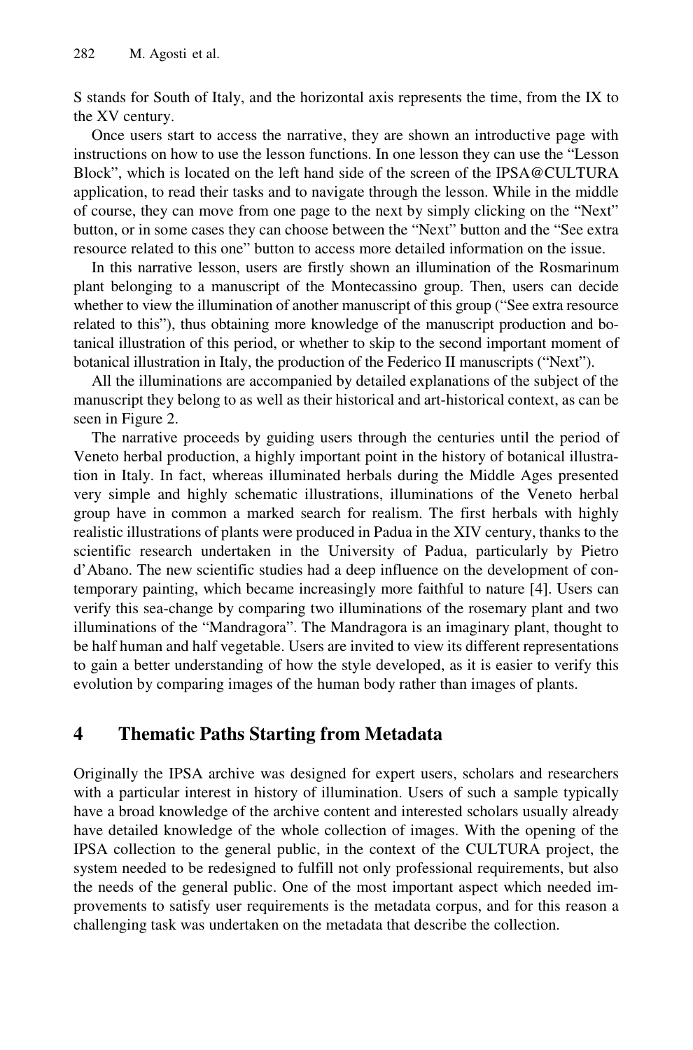S stands for South of Italy, and the horizontal axis represents the time, from the IX to the XV century.

Once users start to access the narrative, they are shown an introductive page with instructions on how to use the lesson functions. In one lesson they can use the "Lesson Block", which is located on the left hand side of the screen of the IPSA@CULTURA application, to read their tasks and to navigate through the lesson. While in the middle of course, they can move from one page to the next by simply clicking on the "Next" button, or in some cases they can choose between the "Next" button and the "See extra resource related to this one" button to access more detailed information on the issue.

In this narrative lesson, users are firstly shown an illumination of the Rosmarinum plant belonging to a manuscript of the Montecassino group. Then, users can decide whether to view the illumination of another manuscript of this group ("See extra resource related to this"), thus obtaining more knowledge of the manuscript production and botanical illustration of this period, or whether to skip to the second important moment of botanical illustration in Italy, the production of the Federico II manuscripts ("Next").

All the illuminations are accompanied by detailed explanations of the subject of the manuscript they belong to as well as their historical and art-historical context, as can be seen in Figure 2.

The narrative proceeds by guiding users through the centuries until the period of Veneto herbal production, a highly important point in the history of botanical illustration in Italy. In fact, whereas illuminated herbals during the Middle Ages presented very simple and highly schematic illustrations, illuminations of the Veneto herbal group have in common a marked search for realism. The first herbals with highly realistic illustrations of plants were produced in Padua in the XIV century, thanks to the scientific research undertaken in the University of Padua, particularly by Pietro d'Abano. The new scientific studies had a deep influence on the development of contemporary painting, which became increasingly more faithful to nature [4]. Users can verify this sea-change by comparing two illuminations of the rosemary plant and two illuminations of the "Mandragora". The Mandragora is an imaginary plant, thought to be half human and half vegetable. Users are invited to view its different representations to gain a better understanding of how the style developed, as it is easier to verify this evolution by comparing images of the human body rather than images of plants.

## 4 Thematic Paths Starting from Metadata

Originally the IPSA archive was designed for expert users, scholars and researchers with a particular interest in history of illumination. Users of such a sample typically have a broad knowledge of the archive content and interested scholars usually already have detailed knowledge of the whole collection of images. With the opening of the IPSA collection to the general public, in the context of the CULTURA project, the system needed to be redesigned to fulfill not only professional requirements, but also the needs of the general public. One of the most important aspect which needed improvements to satisfy user requirements is the metadata corpus, and for this reason a challenging task was undertaken on the metadata that describe the collection.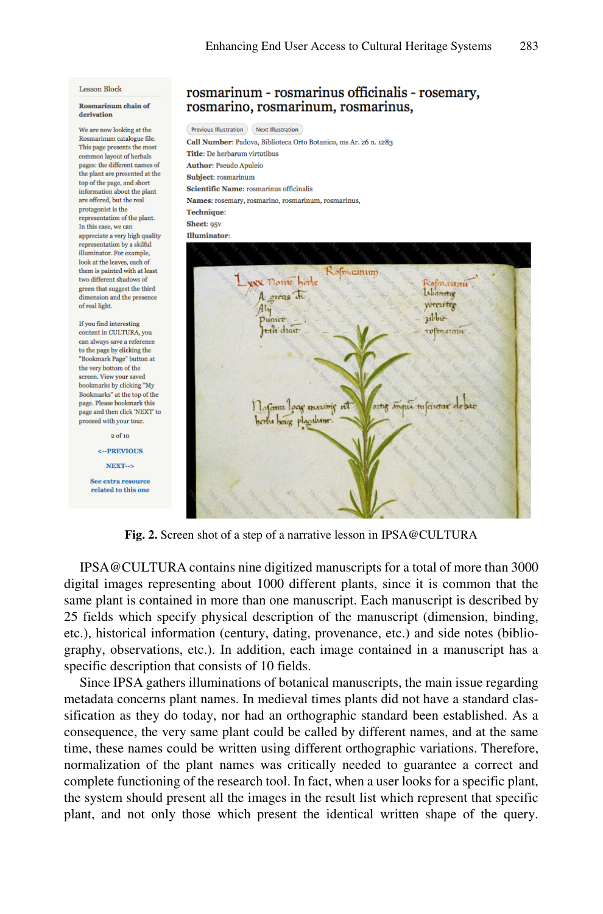**Fig. 2.** Screen shot of a step of a narrative lesson in IPSA@CULTURA

IPSA@CULTURA contains nine digitized manuscripts for a total of more than 3000 digital images representing about 1000 different plants, since it is common that the same plant is contained in more than one manuscript. Each manuscript is described by 25 fields which specify physical description of the manuscript (dimension, binding, etc.), historical information (century, dating, provenance, etc.) and side notes (bibliography, observations, etc.). In addition, each image contained in a manuscript has a specific description that consists of 10 fields.

Since IPSA gathers illuminations of botanical manuscripts, the main issue regarding metadata concerns plant names. In medieval times plants did not have a standard classification as they do today, nor had an orthographic standard been established. As a consequence, the very same plant could be called by different names, and at the same time, these names could be written using different orthographic variations. Therefore, normalization of the plant names was critically needed to guarantee a correct and complete functioning of the research tool. In fact, when a user looks for a specific plant, the system should present all the images in the result list which represent that specific plant, and not only those which present the identical written shape of the query.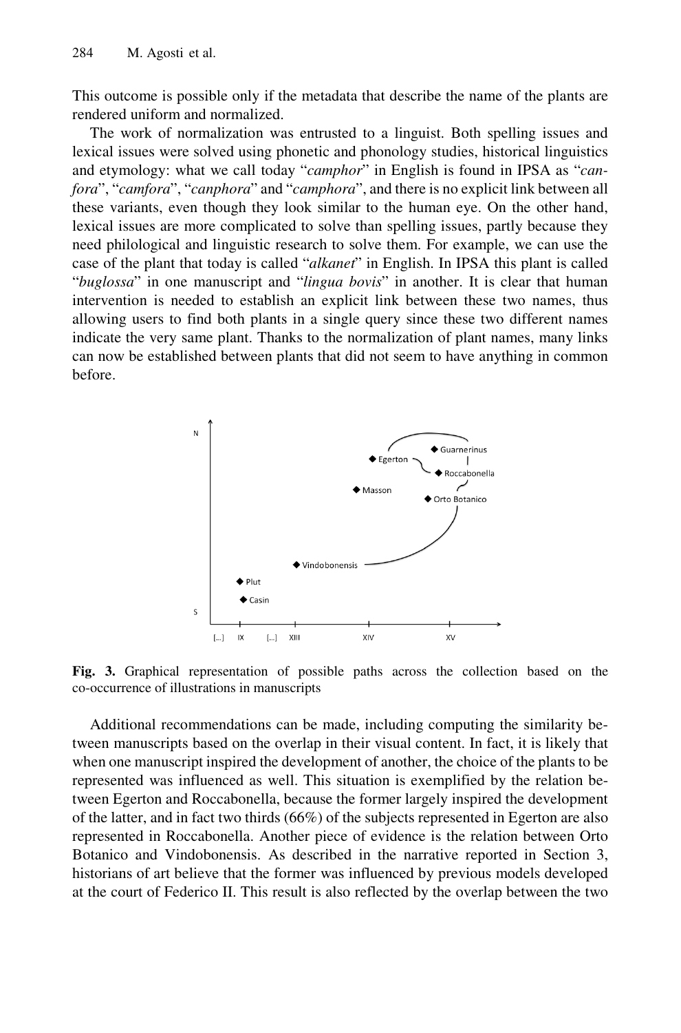This outcome is possible only if the metadata that describe the name of the plants are rendered uniform and normalized.

The work of normalization was entrusted to a linguist. Both spelling issues and lexical issues were solved using phonetic and phonology studies, historical linguistics and etymology: what we call today "*camphor*" in English is found in IPSA as "*canfora*", "*camfora*", "*canphora*" and "*camphora*", and there is no explicit link between all these variants, even though they look similar to the human eye. On the other hand, lexical issues are more complicated to solve than spelling issues, partly because they need philological and linguistic research to solve them. For example, we can use the case of the plant that today is called "*alkanet*" in English. In IPSA this plant is called "*buglossa*" in one manuscript and "*lingua bovis*" in another. It is clear that human intervention is needed to establish an explicit link between these two names, thus allowing users to find both plants in a single query since these two different names indicate the very same plant. Thanks to the normalization of plant names, many links can now be established between plants that did not seem to have anything in common before.

**Fig. 3.** Graphical representation of possible paths across the collection based on the co-occurrence of illustrations in manuscripts

Additional recommendations can be made, including computing the similarity between manuscripts based on the overlap in their visual content. In fact, it is likely that when one manuscript inspired the development of another, the choice of the plants to be represented was influenced as well. This situation is exemplified by the relation between Egerton and Roccabonella, because the former largely inspired the development of the latter, and in fact two thirds (66%) of the subjects represented in Egerton are also represented in Roccabonella. Another piece of evidence is the relation between Orto Botanico and Vindobonensis. As described in the narrative reported in Section 3, historians of art believe that the former was influenced by previous models developed at the court of Federico II. This result is also reflected by the overlap between the two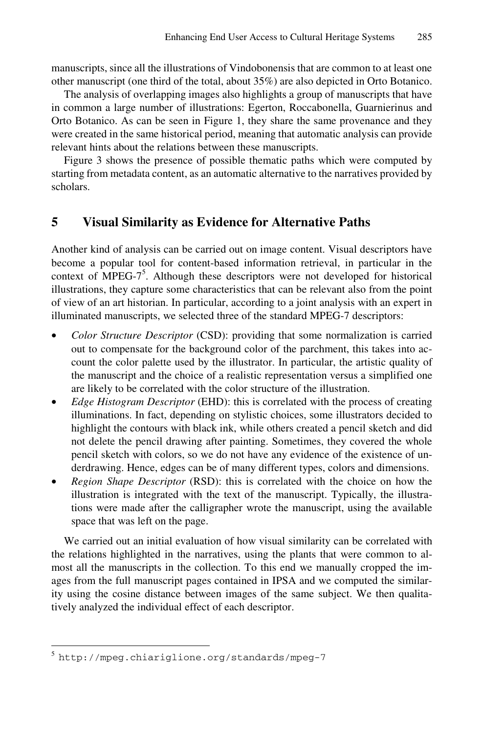manuscripts, since all the illustrations of Vindobonensis that are common to at least one other manuscript (one third of the total, about 35%) are also depicted in Orto Botanico.

The analysis of overlapping images also highlights a group of manuscripts that have in common a large number of illustrations: Egerton, Roccabonella, Guarnierinus and Orto Botanico. As can be seen in Figure 1, they share the same provenance and they were created in the same historical period, meaning that automatic analysis can provide relevant hints about the relations between these manuscripts.

Figure 3 shows the presence of possible thematic paths which were computed by starting from metadata content, as an automatic alternative to the narratives provided by scholars.

## 5 Visual Similarity as Evidence for Alternative Paths

Another kind of analysis can be carried out on image content. Visual descriptors have become a popular tool for content-based information retrieval, in particular in the context of MPEG-7[5]. Although these descriptors were not developed for historical illustrations, they capture some characteristics that can be relevant also from the point of view of an art historian. In particular, according to a joint analysis with an expert in illuminated manuscripts, we selected three of the standard MPEG-7 descriptors:

- *Color Structure Descriptor* (CSD): providing that some normalization is carried out to compensate for the background color of the parchment, this takes into account the color palette used by the illustrator. In particular, the artistic quality of the manuscript and the choice of a realistic representation versus a simplified one are likely to be correlated with the color structure of the illustration.
- *Edge Histogram Descriptor* (EHD): this is correlated with the process of creating illuminations. In fact, depending on stylistic choices, some illustrators decided to highlight the contours with black ink, while others created a pencil sketch and did not delete the pencil drawing after painting. Sometimes, they covered the whole pencil sketch with colors, so we do not have any evidence of the existence of underdrawing. Hence, edges can be of many different types, colors and dimensions.
- *Region Shape Descriptor* (RSD): this is correlated with the choice on how the illustration is integrated with the text of the manuscript. Typically, the illustrations were made after the calligrapher wrote the manuscript, using the available space that was left on the page.

We carried out an initial evaluation of how visual similarity can be correlated with the relations highlighted in the narratives, using the plants that were common to almost all the manuscripts in the collection. To this end we manually cropped the images from the full manuscript pages contained in IPSA and we computed the similarity using the cosine distance between images of the same subject. We then qualitatively analyzed the individual effect of each descriptor.

[5] http://mpeg.chiariglione.org/standards/mpeg-7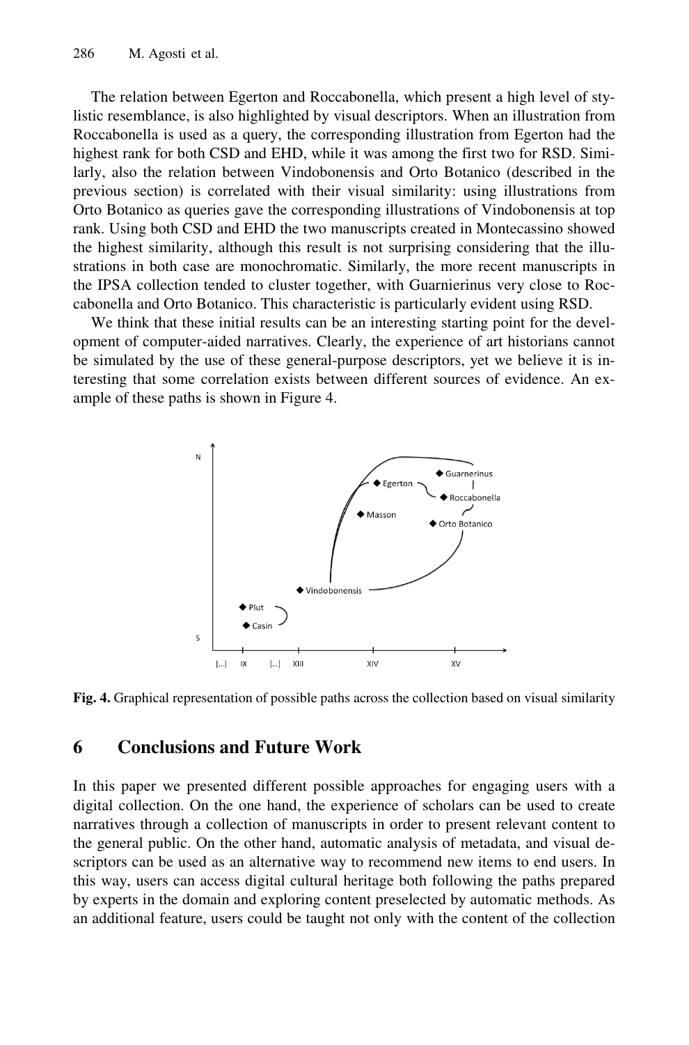The relation between Egerton and Roccabonella, which present a high level of stylistic resemblance, is also highlighted by visual descriptors. When an illustration from Roccabonella is used as a query, the corresponding illustration from Egerton had the highest rank for both CSD and EHD, while it was among the first two for RSD. Similarly, also the relation between Vindobonensis and Orto Botanico (described in the previous section) is correlated with their visual similarity: using illustrations from Orto Botanico as queries gave the corresponding illustrations of Vindobonensis at top rank. Using both CSD and EHD the two manuscripts created in Montecassino showed the highest similarity, although this result is not surprising considering that the illustrations in both case are monochromatic. Similarly, the more recent manuscripts in the IPSA collection tended to cluster together, with Guarnierinus very close to Roccabonella and Orto Botanico. This characteristic is particularly evident using RSD.

We think that these initial results can be an interesting starting point for the development of computer-aided narratives. Clearly, the experience of art historians cannot be simulated by the use of these general-purpose descriptors, yet we believe it is interesting that some correlation exists between different sources of evidence. An example of these paths is shown in Figure 4.

N
S
Guarnerinus
Egerton
Roccabonella
Masson
Orto Botanico
Vindobonensis
Plut
Casin
[...] IX [...] XIII XIV XV

**Fig. 4.** Graphical representation of possible paths across the collection based on visual similarity

## 6 Conclusions and Future Work

In this paper we presented different possible approaches for engaging users with a digital collection. On the one hand, the experience of scholars can be used to create narratives through a collection of manuscripts in order to present relevant content to the general public. On the other hand, automatic analysis of metadata, and visual descriptors can be used as an alternative way to recommend new items to end users. In this way, users can access digital cultural heritage both following the paths prepared by experts in the domain and exploring content preselected by automatic methods. As an additional feature, users could be taught not only with the content of the collection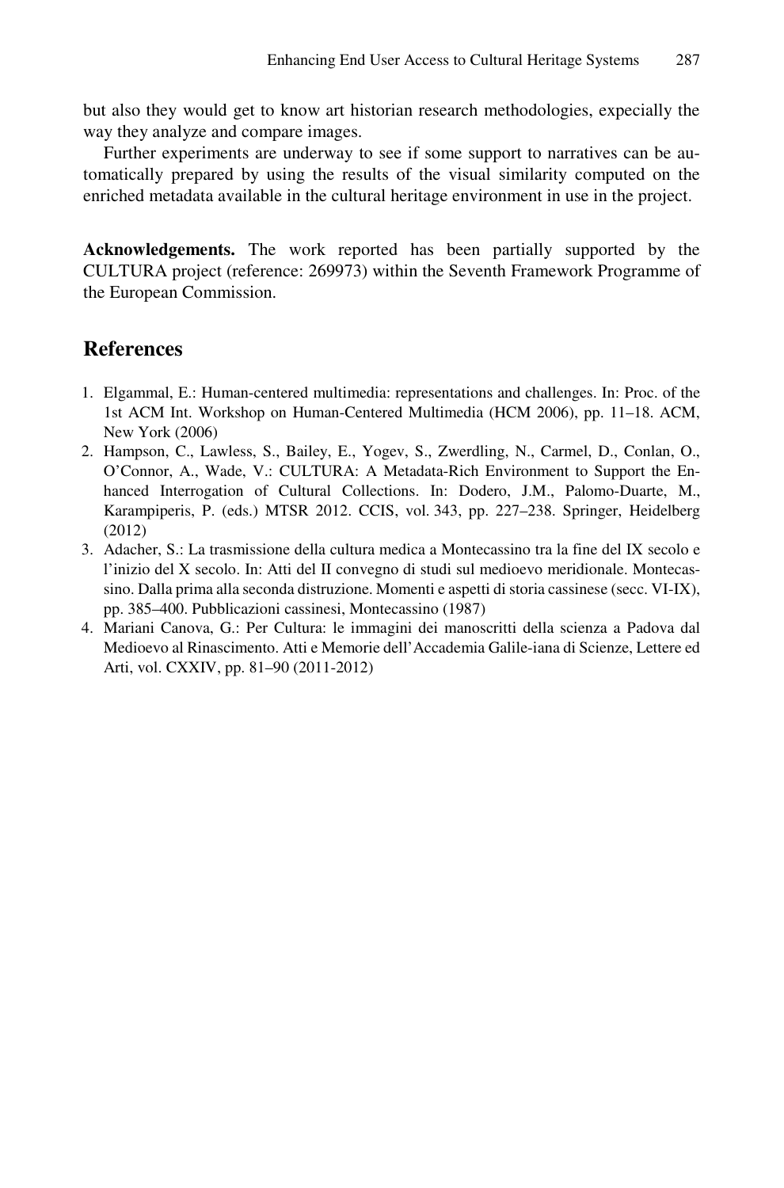but also they would get to know art historian research methodologies, expecially the way they analyze and compare images.

Further experiments are underway to see if some support to narratives can be automatically prepared by using the results of the visual similarity computed on the enriched metadata available in the cultural heritage environment in use in the project.

**Acknowledgements.** The work reported has been partially supported by the CULTURA project (reference: 269973) within the Seventh Framework Programme of the European Commission.

## References

1. Elgammal, E.: Human-centered multimedia: representations and challenges. In: Proc. of the 1st ACM Int. Workshop on Human-Centered Multimedia (HCM 2006), pp. 11–18. ACM, New York (2006)
2. Hampson, C., Lawless, S., Bailey, E., Yogev, S., Zwerdling, N., Carmel, D., Conlan, O., O'Connor, A., Wade, V.: CULTURA: A Metadata-Rich Environment to Support the Enhanced Interrogation of Cultural Collections. In: Dodero, J.M., Palomo-Duarte, M., Karampiperis, P. (eds.) MTSR 2012. CCIS, vol. 343, pp. 227–238. Springer, Heidelberg (2012)
3. Adacher, S.: La trasmissione della cultura medica a Montecassino tra la fine del IX secolo e l'inizio del X secolo. In: Atti del II convegno di studi sul medioevo meridionale. Montecassino. Dalla prima alla seconda distruzione. Momenti e aspetti di storia cassinese (secc. VI-IX), pp. 385–400. Pubblicazioni cassinesi, Montecassino (1987)
4. Mariani Canova, G.: Per Cultura: le immagini dei manoscritti della scienza a Padova dal Medioevo al Rinascimento. Atti e Memorie dell'Accademia Galile-iana di Scienze, Lettere ed Arti, vol. CXXIV, pp. 81–90 (2011-2012)